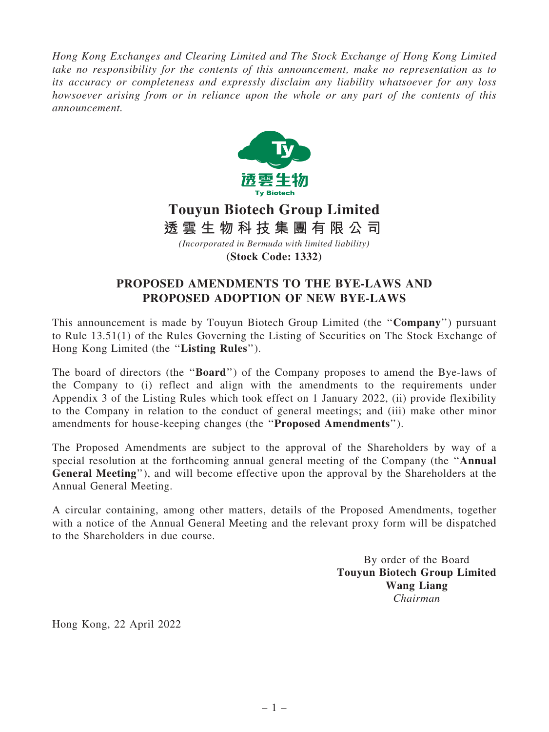*Hong Kong Exchanges and Clearing Limited and The Stock Exchange of Hong Kong Limited take no responsibility for the contents of this announcement, make no representation as to its accuracy or completeness and expressly disclaim any liability whatsoever for any loss howsoever arising from or in reliance upon the whole or any part of the contents of this announcement.*

透雲生物
Ty Biotech

# Touyun Biotech Group Limited
# 透雲生物科技集團有限公司

*(Incorporated in Bermuda with limited liability)*

**(Stock Code: 1332)**

## PROPOSED AMENDMENTS TO THE BYE-LAWS AND PROPOSED ADOPTION OF NEW BYE-LAWS

This announcement is made by Touyun Biotech Group Limited (the "**Company**") pursuant to Rule 13.51(1) of the Rules Governing the Listing of Securities on The Stock Exchange of Hong Kong Limited (the "**Listing Rules**").

The board of directors (the "**Board**") of the Company proposes to amend the Bye-laws of the Company to (i) reflect and align with the amendments to the requirements under Appendix 3 of the Listing Rules which took effect on 1 January 2022, (ii) provide flexibility to the Company in relation to the conduct of general meetings; and (iii) make other minor amendments for house-keeping changes (the "**Proposed Amendments**").

The Proposed Amendments are subject to the approval of the Shareholders by way of a special resolution at the forthcoming annual general meeting of the Company (the "**Annual General Meeting**"), and will become effective upon the approval by the Shareholders at the Annual General Meeting.

A circular containing, among other matters, details of the Proposed Amendments, together with a notice of the Annual General Meeting and the relevant proxy form will be dispatched to the Shareholders in due course.

By order of the Board
**Touyun Biotech Group Limited**
**Wang Liang**
*Chairman*

Hong Kong, 22 April 2022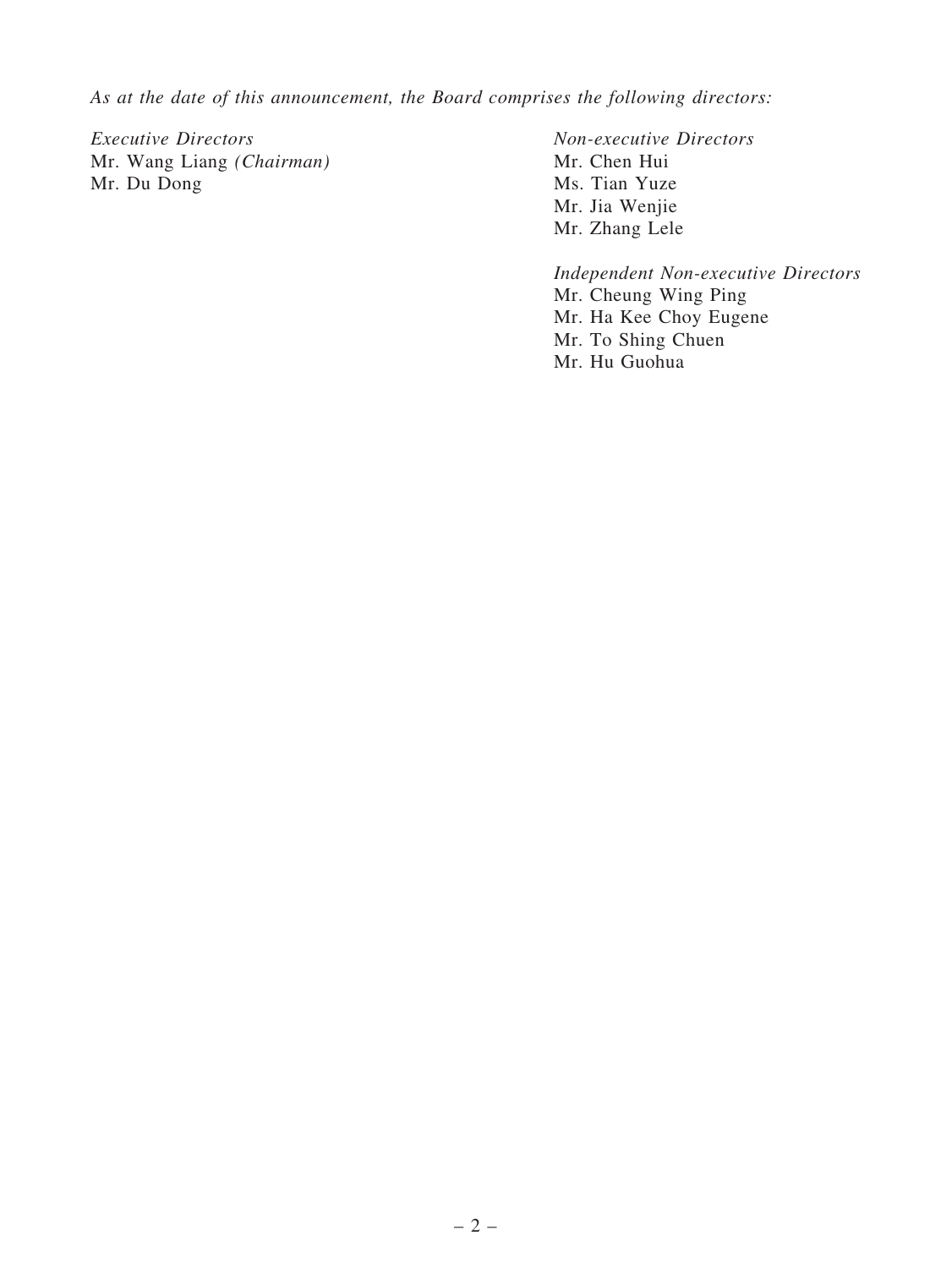*As at the date of this announcement, the Board comprises the following directors:*

*Executive Directors*
Mr. Wang Liang *(Chairman)*
Mr. Du Dong

*Non-executive Directors*
Mr. Chen Hui
Ms. Tian Yuze
Mr. Jia Wenjie
Mr. Zhang Lele

*Independent Non-executive Directors*
Mr. Cheung Wing Ping
Mr. Ha Kee Choy Eugene
Mr. To Shing Chuen
Mr. Hu Guohua